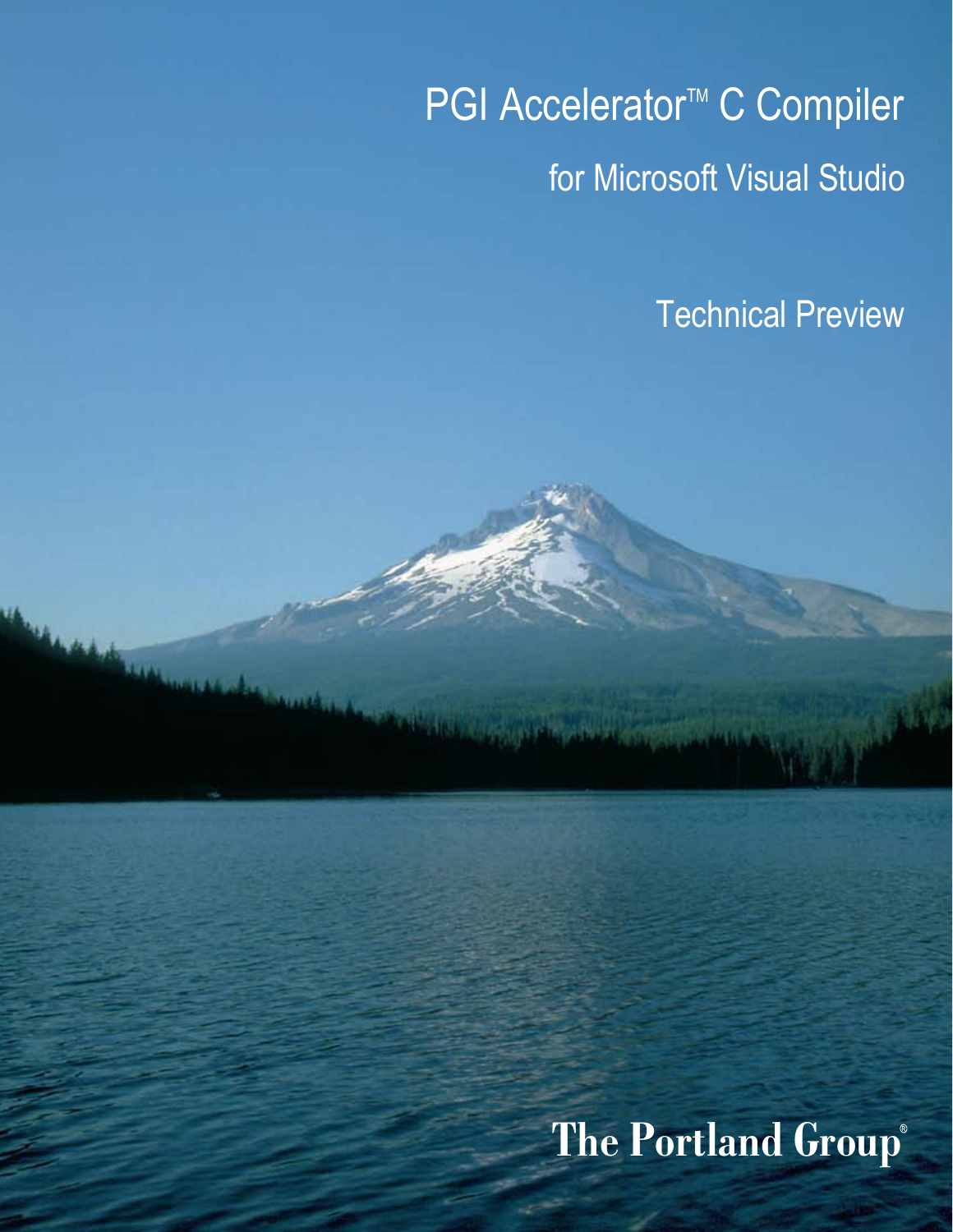# PGI Accelerator™ C Compiler

## for Microsoft Visual Studio

### Technical Preview

**The Portland Group®**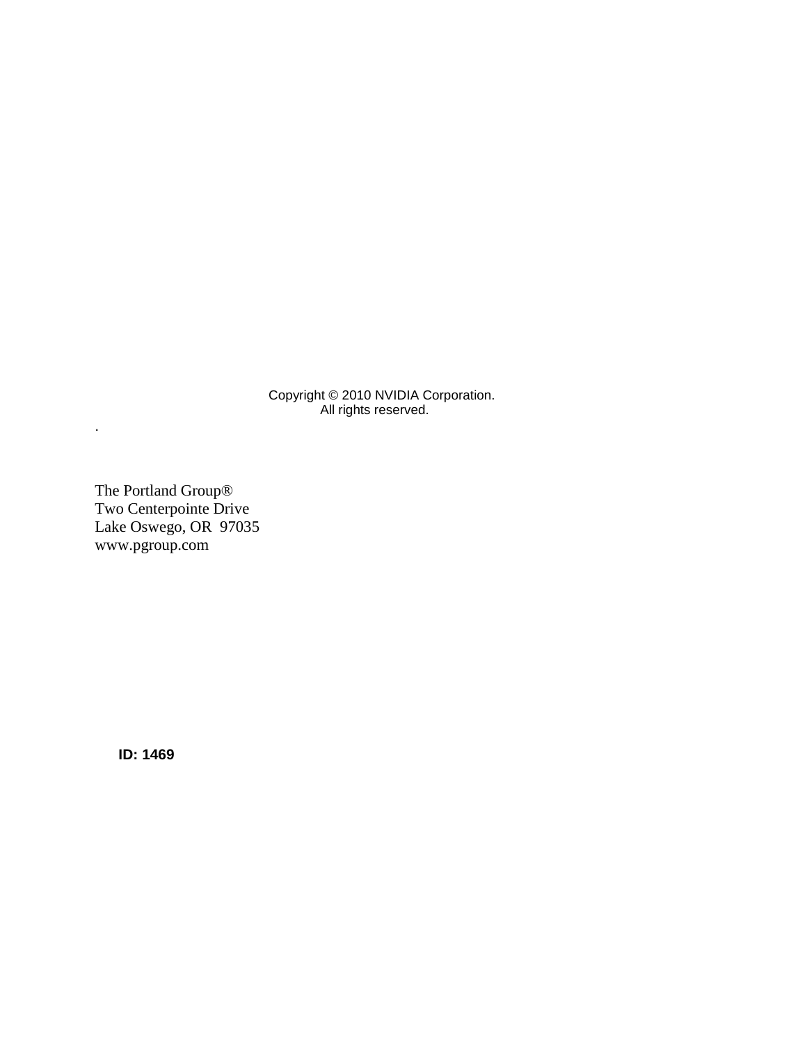Copyright © 2010 NVIDIA Corporation.
All rights reserved.

.

The Portland Group®
Two Centerpointe Drive
Lake Oswego, OR 97035
www.pgroup.com

**ID: 1469**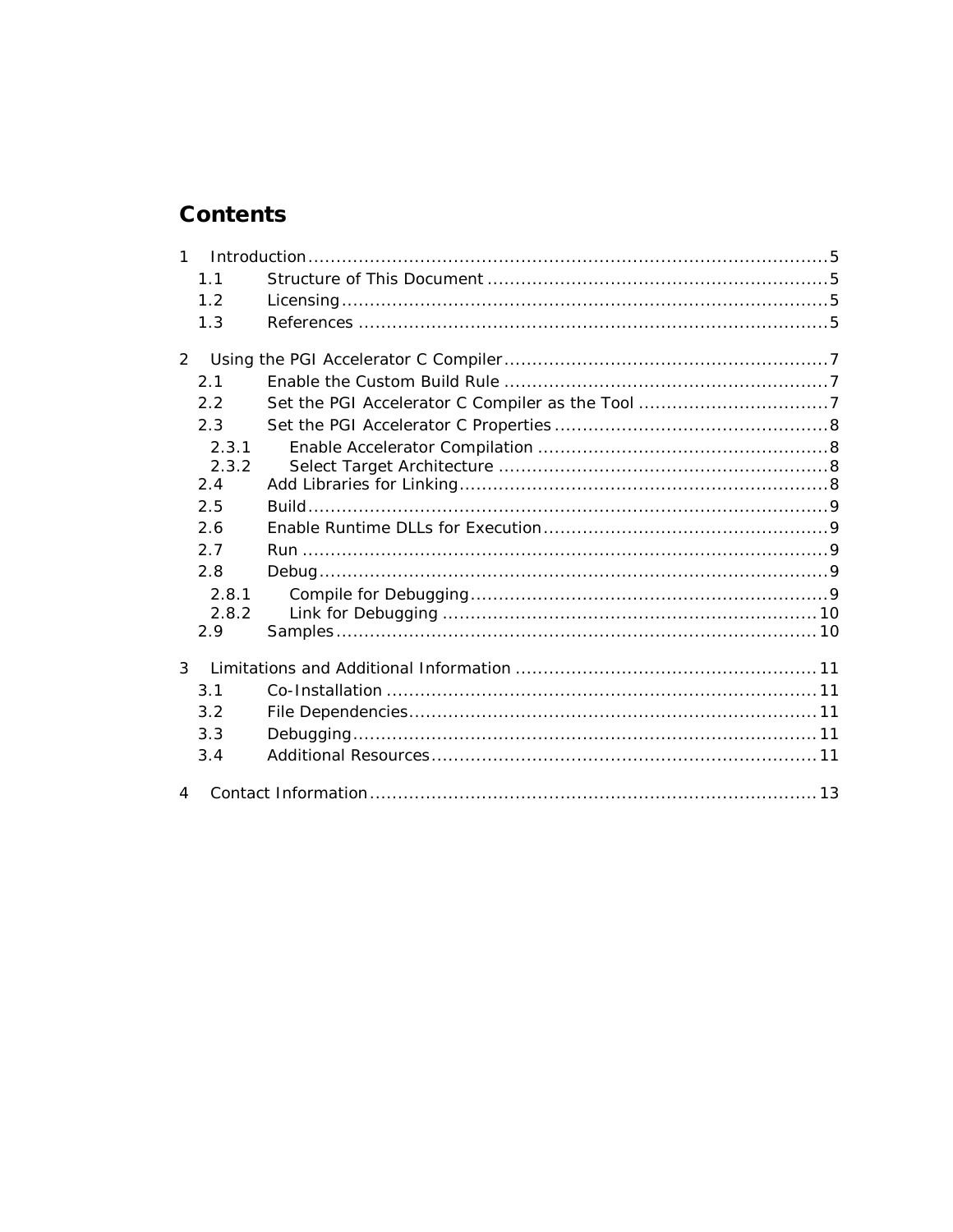# Contents

- 1 Introduction ..... 5
  - 1.1 Structure of This Document ..... 5
  - 1.2 Licensing ..... 5
  - 1.3 References ..... 5
- 2 Using the PGI Accelerator C Compiler ..... 7
  - 2.1 Enable the Custom Build Rule ..... 7
  - 2.2 Set the PGI Accelerator C Compiler as the Tool ..... 7
  - 2.3 Set the PGI Accelerator C Properties ..... 8
    - 2.3.1 Enable Accelerator Compilation ..... 8
    - 2.3.2 Select Target Architecture ..... 8
  - 2.4 Add Libraries for Linking ..... 8
  - 2.5 Build ..... 9
  - 2.6 Enable Runtime DLLs for Execution ..... 9
  - 2.7 Run ..... 9
  - 2.8 Debug ..... 9
    - 2.8.1 Compile for Debugging ..... 9
    - 2.8.2 Link for Debugging ..... 10
  - 2.9 Samples ..... 10
- 3 Limitations and Additional Information ..... 11
  - 3.1 Co-Installation ..... 11
  - 3.2 File Dependencies ..... 11
  - 3.3 Debugging ..... 11
  - 3.4 Additional Resources ..... 11
- 4 Contact Information ..... 13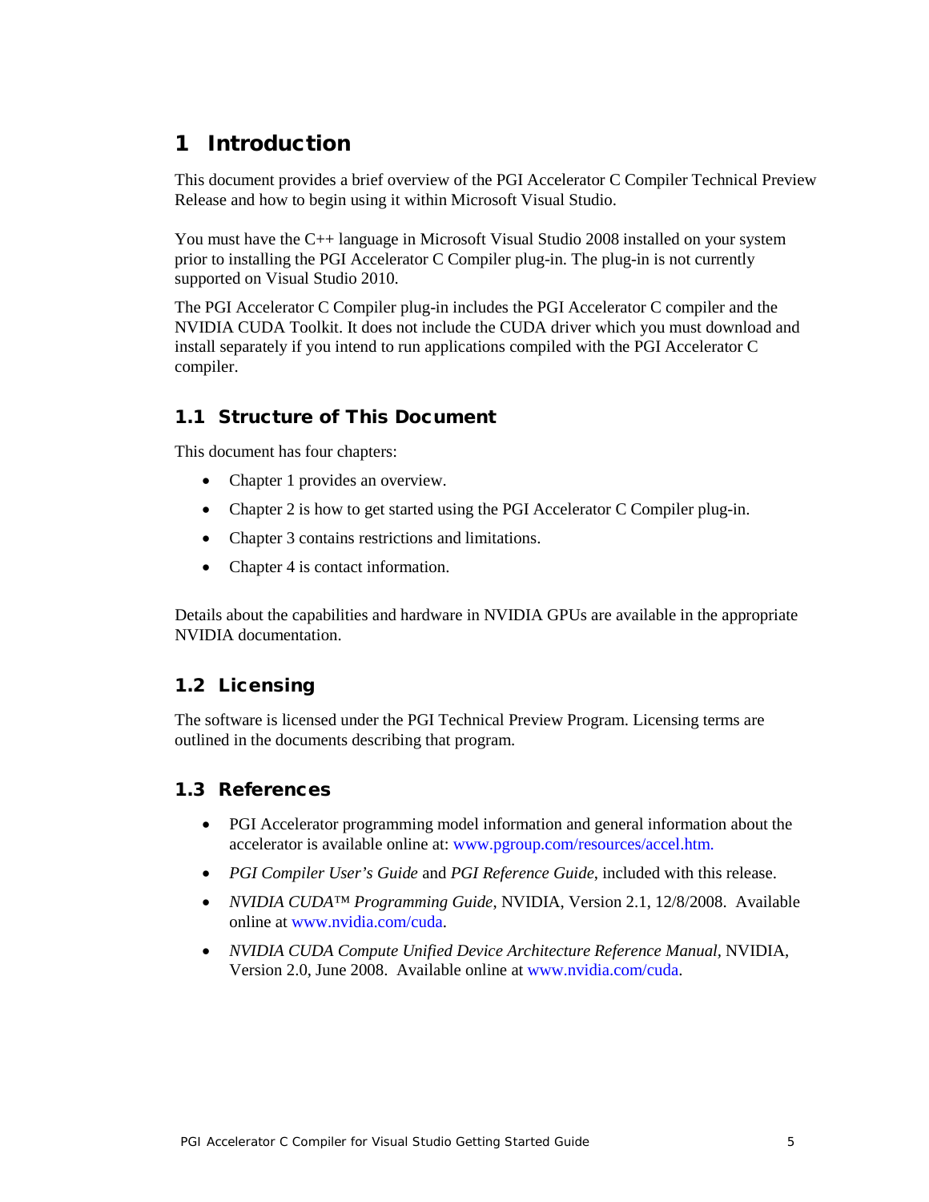# 1 Introduction

This document provides a brief overview of the PGI Accelerator C Compiler Technical Preview Release and how to begin using it within Microsoft Visual Studio.

You must have the C++ language in Microsoft Visual Studio 2008 installed on your system prior to installing the PGI Accelerator C Compiler plug-in. The plug-in is not currently supported on Visual Studio 2010.

The PGI Accelerator C Compiler plug-in includes the PGI Accelerator C compiler and the NVIDIA CUDA Toolkit. It does not include the CUDA driver which you must download and install separately if you intend to run applications compiled with the PGI Accelerator C compiler.

## 1.1 Structure of This Document

This document has four chapters:

- Chapter 1 provides an overview.
- Chapter 2 is how to get started using the PGI Accelerator C Compiler plug-in.
- Chapter 3 contains restrictions and limitations.
- Chapter 4 is contact information.

Details about the capabilities and hardware in NVIDIA GPUs are available in the appropriate NVIDIA documentation.

## 1.2 Licensing

The software is licensed under the PGI Technical Preview Program. Licensing terms are outlined in the documents describing that program.

## 1.3 References

- PGI Accelerator programming model information and general information about the accelerator is available online at: www.pgroup.com/resources/accel.htm.
- *PGI Compiler User's Guide* and *PGI Reference Guide*, included with this release.
- *NVIDIA CUDA™ Programming Guide*, NVIDIA, Version 2.1, 12/8/2008. Available online at www.nvidia.com/cuda.
- *NVIDIA CUDA Compute Unified Device Architecture Reference Manual*, NVIDIA, Version 2.0, June 2008. Available online at www.nvidia.com/cuda.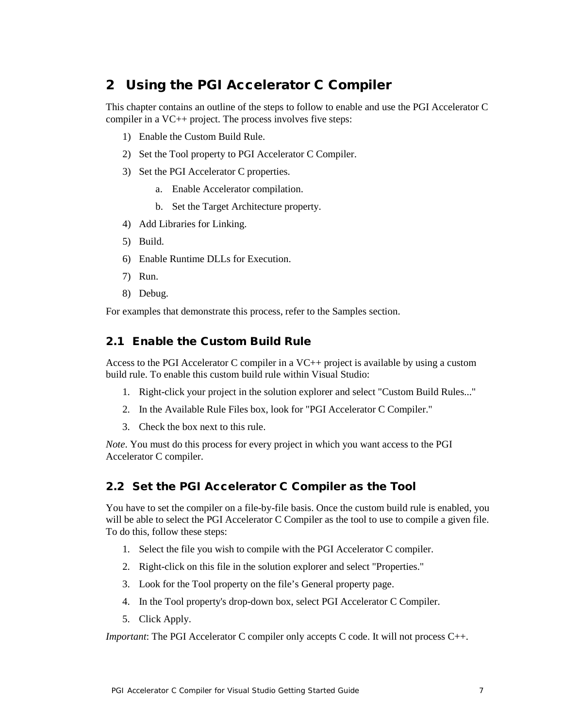# 2 Using the PGI Accelerator C Compiler

This chapter contains an outline of the steps to follow to enable and use the PGI Accelerator C compiler in a VC++ project. The process involves five steps:

1) Enable the Custom Build Rule.
2) Set the Tool property to PGI Accelerator C Compiler.
3) Set the PGI Accelerator C properties.
   a. Enable Accelerator compilation.
   b. Set the Target Architecture property.
4) Add Libraries for Linking.
5) Build.
6) Enable Runtime DLLs for Execution.
7) Run.
8) Debug.

For examples that demonstrate this process, refer to the Samples section.

## 2.1 Enable the Custom Build Rule

Access to the PGI Accelerator C compiler in a VC++ project is available by using a custom build rule. To enable this custom build rule within Visual Studio:

1. Right-click your project in the solution explorer and select "Custom Build Rules..."
2. In the Available Rule Files box, look for "PGI Accelerator C Compiler."
3. Check the box next to this rule.

*Note*. You must do this process for every project in which you want access to the PGI Accelerator C compiler.

## 2.2 Set the PGI Accelerator C Compiler as the Tool

You have to set the compiler on a file-by-file basis. Once the custom build rule is enabled, you will be able to select the PGI Accelerator C Compiler as the tool to use to compile a given file. To do this, follow these steps:

1. Select the file you wish to compile with the PGI Accelerator C compiler.
2. Right-click on this file in the solution explorer and select "Properties."
3. Look for the Tool property on the file's General property page.
4. In the Tool property's drop-down box, select PGI Accelerator C Compiler.
5. Click Apply.

*Important*: The PGI Accelerator C compiler only accepts C code. It will not process C++.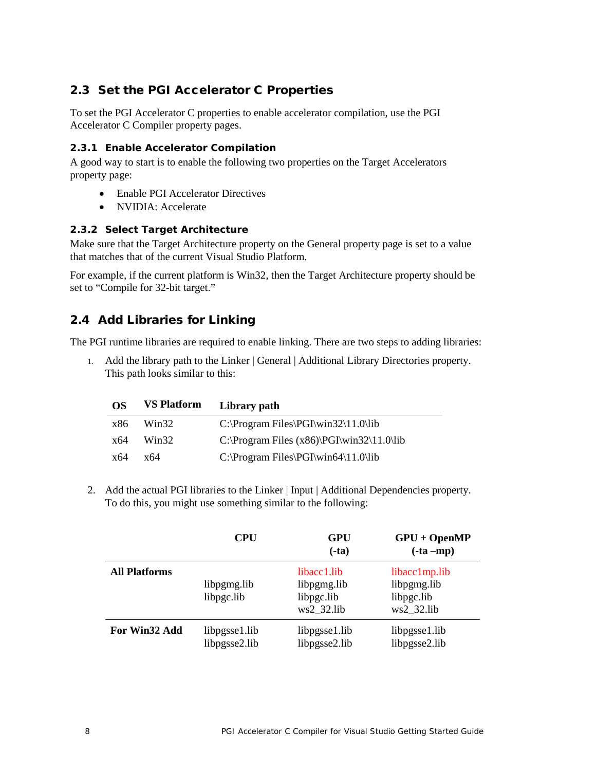## 2.3 Set the PGI Accelerator C Properties

To set the PGI Accelerator C properties to enable accelerator compilation, use the PGI Accelerator C Compiler property pages.

### 2.3.1 Enable Accelerator Compilation

A good way to start is to enable the following two properties on the Target Accelerators property page:

- Enable PGI Accelerator Directives
- NVIDIA: Accelerate

### 2.3.2 Select Target Architecture

Make sure that the Target Architecture property on the General property page is set to a value that matches that of the current Visual Studio Platform.

For example, if the current platform is Win32, then the Target Architecture property should be set to "Compile for 32-bit target."

## 2.4 Add Libraries for Linking

The PGI runtime libraries are required to enable linking. There are two steps to adding libraries:

1. Add the library path to the Linker | General | Additional Library Directories property. This path looks similar to this:

| OS | VS Platform | Library path |
|---|---|---|
| x86 | Win32 | C:\Program Files\PGI\win32\11.0\lib |
| x64 | Win32 | C:\Program Files (x86)\PGI\win32\11.0\lib |
| x64 | x64 | C:\Program Files\PGI\win64\11.0\lib |

2. Add the actual PGI libraries to the Linker | Input | Additional Dependencies property. To do this, you might use something similar to the following:

| | CPU | GPU (-ta) | GPU + OpenMP (-ta –mp) |
|---|---|---|---|
| **All Platforms** | libpgmg.lib<br>libpgc.lib | libacc1.lib<br>libpgmg.lib<br>libpgc.lib<br>ws2_32.lib | libacc1mp.lib<br>libpgmg.lib<br>libpgc.lib<br>ws2_32.lib |
| **For Win32 Add** | libpgsse1.lib<br>libpgsse2.lib | libpgsse1.lib<br>libpgsse2.lib | libpgsse1.lib<br>libpgsse2.lib |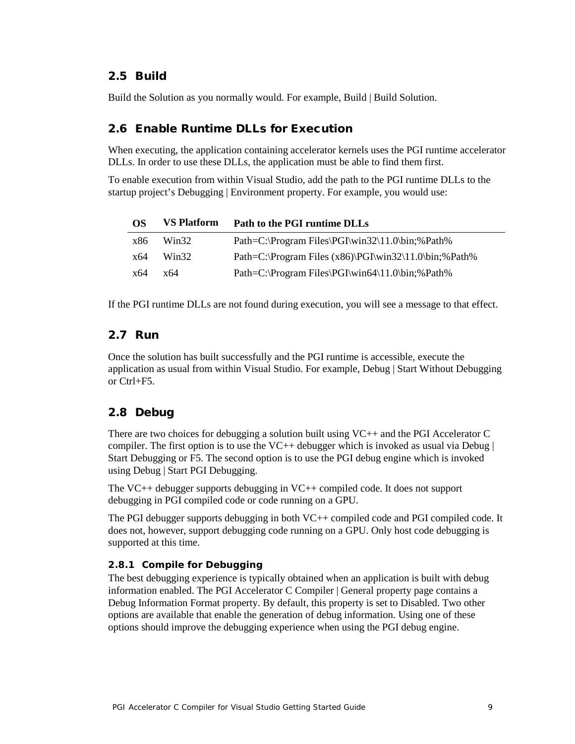## 2.5 Build

Build the Solution as you normally would. For example, Build | Build Solution.

## 2.6 Enable Runtime DLLs for Execution

When executing, the application containing accelerator kernels uses the PGI runtime accelerator DLLs. In order to use these DLLs, the application must be able to find them first.

To enable execution from within Visual Studio, add the path to the PGI runtime DLLs to the startup project's Debugging | Environment property. For example, you would use:

| OS | VS Platform | Path to the PGI runtime DLLs |
|---|---|---|
| x86 | Win32 | Path=C:\Program Files\PGI\win32\11.0\bin;%Path% |
| x64 | Win32 | Path=C:\Program Files (x86)\PGI\win32\11.0\bin;%Path% |
| x64 | x64 | Path=C:\Program Files\PGI\win64\11.0\bin;%Path% |

If the PGI runtime DLLs are not found during execution, you will see a message to that effect.

## 2.7 Run

Once the solution has built successfully and the PGI runtime is accessible, execute the application as usual from within Visual Studio. For example, Debug | Start Without Debugging or Ctrl+F5.

## 2.8 Debug

There are two choices for debugging a solution built using VC++ and the PGI Accelerator C compiler. The first option is to use the VC++ debugger which is invoked as usual via Debug | Start Debugging or F5. The second option is to use the PGI debug engine which is invoked using Debug | Start PGI Debugging.

The VC++ debugger supports debugging in VC++ compiled code. It does not support debugging in PGI compiled code or code running on a GPU.

The PGI debugger supports debugging in both VC++ compiled code and PGI compiled code. It does not, however, support debugging code running on a GPU. Only host code debugging is supported at this time.

### 2.8.1 Compile for Debugging

The best debugging experience is typically obtained when an application is built with debug information enabled. The PGI Accelerator C Compiler | General property page contains a Debug Information Format property. By default, this property is set to Disabled. Two other options are available that enable the generation of debug information. Using one of these options should improve the debugging experience when using the PGI debug engine.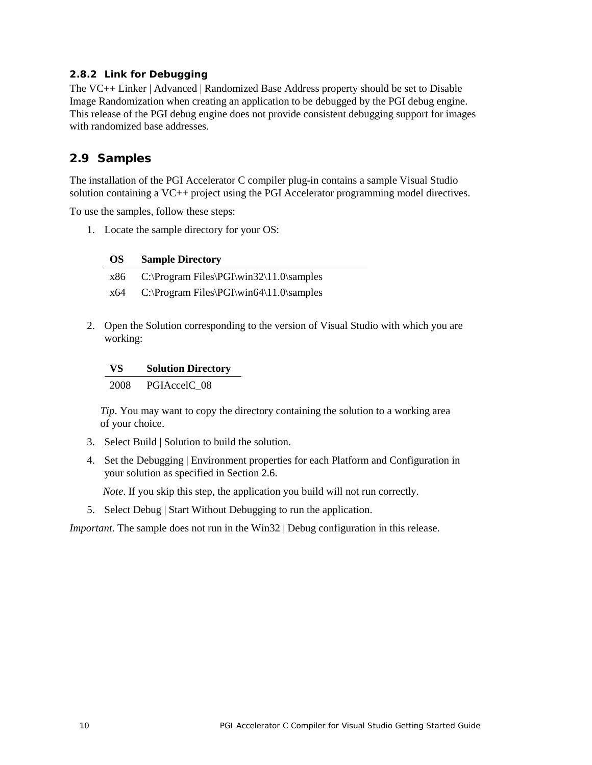### 2.8.2 Link for Debugging

The VC++ Linker | Advanced | Randomized Base Address property should be set to Disable Image Randomization when creating an application to be debugged by the PGI debug engine. This release of the PGI debug engine does not provide consistent debugging support for images with randomized base addresses.

## 2.9 Samples

The installation of the PGI Accelerator C compiler plug-in contains a sample Visual Studio solution containing a VC++ project using the PGI Accelerator programming model directives.

To use the samples, follow these steps:

1. Locate the sample directory for your OS:

| OS | Sample Directory |
|---|---|
| x86 | C:\Program Files\PGI\win32\11.0\samples |
| x64 | C:\Program Files\PGI\win64\11.0\samples |

2. Open the Solution corresponding to the version of Visual Studio with which you are working:

| VS | Solution Directory |
|---|---|
| 2008 | PGIAccelC_08 |

   *Tip*. You may want to copy the directory containing the solution to a working area of your choice.

3. Select Build | Solution to build the solution.
4. Set the Debugging | Environment properties for each Platform and Configuration in your solution as specified in Section 2.6.

   *Note*. If you skip this step, the application you build will not run correctly.

5. Select Debug | Start Without Debugging to run the application.

*Important*. The sample does not run in the Win32 | Debug configuration in this release.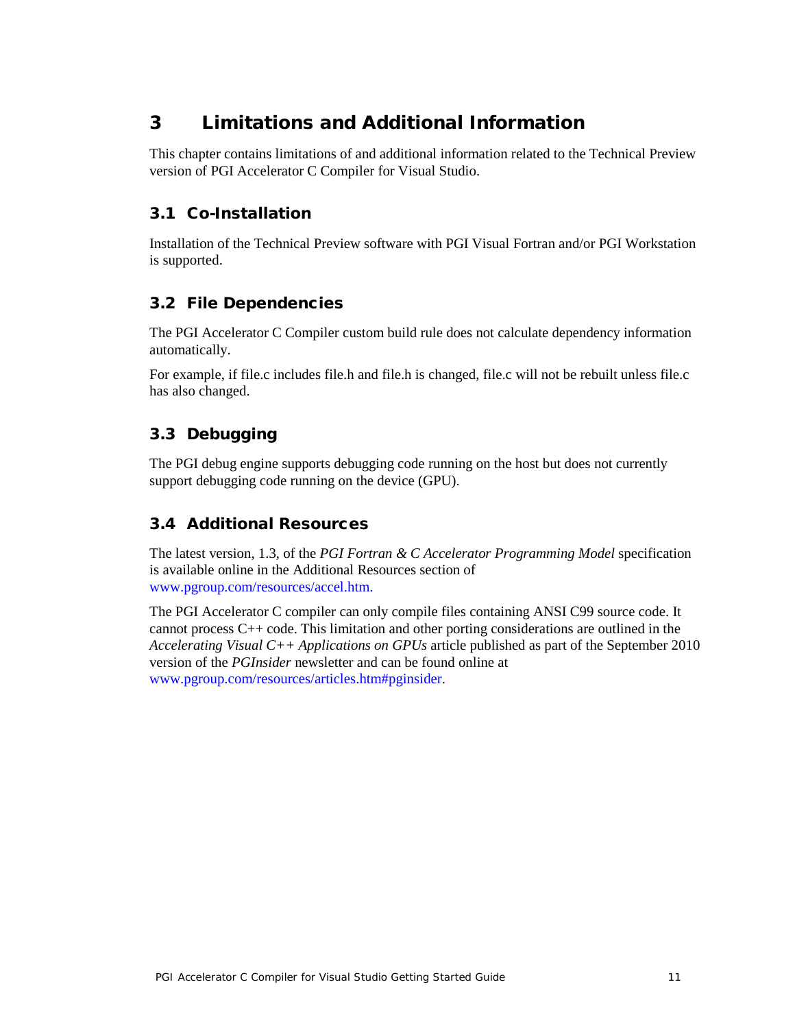# 3 Limitations and Additional Information

This chapter contains limitations of and additional information related to the Technical Preview version of PGI Accelerator C Compiler for Visual Studio.

## 3.1 Co-Installation

Installation of the Technical Preview software with PGI Visual Fortran and/or PGI Workstation is supported.

## 3.2 File Dependencies

The PGI Accelerator C Compiler custom build rule does not calculate dependency information automatically.

For example, if file.c includes file.h and file.h is changed, file.c will not be rebuilt unless file.c has also changed.

## 3.3 Debugging

The PGI debug engine supports debugging code running on the host but does not currently support debugging code running on the device (GPU).

## 3.4 Additional Resources

The latest version, 1.3, of the *PGI Fortran & C Accelerator Programming Model* specification is available online in the Additional Resources section of www.pgroup.com/resources/accel.htm.

The PGI Accelerator C compiler can only compile files containing ANSI C99 source code. It cannot process C++ code. This limitation and other porting considerations are outlined in the *Accelerating Visual C++ Applications on GPUs* article published as part of the September 2010 version of the *PGInsider* newsletter and can be found online at www.pgroup.com/resources/articles.htm#pginsider.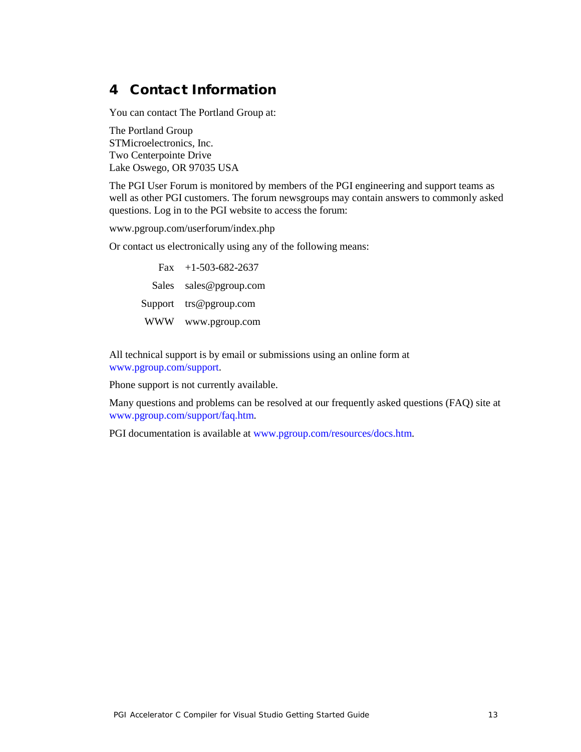# 4 Contact Information

You can contact The Portland Group at:

The Portland Group
STMicroelectronics, Inc.
Two Centerpointe Drive
Lake Oswego, OR 97035 USA

The PGI User Forum is monitored by members of the PGI engineering and support teams as well as other PGI customers. The forum newsgroups may contain answers to commonly asked questions. Log in to the PGI website to access the forum:

www.pgroup.com/userforum/index.php

Or contact us electronically using any of the following means:

| | |
|---|---|
| Fax | +1-503-682-2637 |
| Sales | sales@pgroup.com |
| Support | trs@pgroup.com |
| WWW | www.pgroup.com |

All technical support is by email or submissions using an online form at www.pgroup.com/support.

Phone support is not currently available.

Many questions and problems can be resolved at our frequently asked questions (FAQ) site at www.pgroup.com/support/faq.htm.

PGI documentation is available at www.pgroup.com/resources/docs.htm.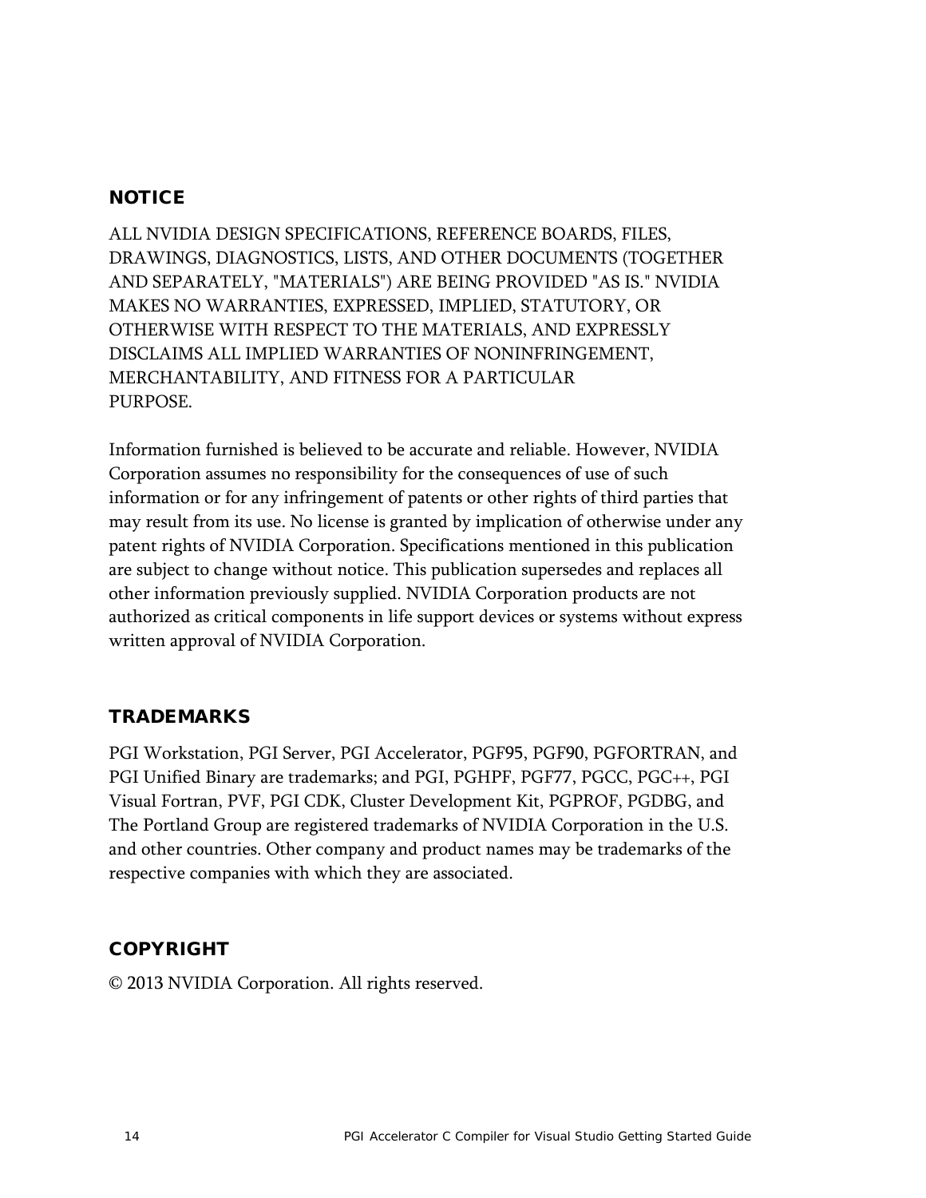## NOTICE

ALL NVIDIA DESIGN SPECIFICATIONS, REFERENCE BOARDS, FILES, DRAWINGS, DIAGNOSTICS, LISTS, AND OTHER DOCUMENTS (TOGETHER AND SEPARATELY, "MATERIALS") ARE BEING PROVIDED "AS IS." NVIDIA MAKES NO WARRANTIES, EXPRESSED, IMPLIED, STATUTORY, OR OTHERWISE WITH RESPECT TO THE MATERIALS, AND EXPRESSLY DISCLAIMS ALL IMPLIED WARRANTIES OF NONINFRINGEMENT, MERCHANTABILITY, AND FITNESS FOR A PARTICULAR PURPOSE.

Information furnished is believed to be accurate and reliable. However, NVIDIA Corporation assumes no responsibility for the consequences of use of such information or for any infringement of patents or other rights of third parties that may result from its use. No license is granted by implication of otherwise under any patent rights of NVIDIA Corporation. Specifications mentioned in this publication are subject to change without notice. This publication supersedes and replaces all other information previously supplied. NVIDIA Corporation products are not authorized as critical components in life support devices or systems without express written approval of NVIDIA Corporation.

## TRADEMARKS

PGI Workstation, PGI Server, PGI Accelerator, PGF95, PGF90, PGFORTRAN, and PGI Unified Binary are trademarks; and PGI, PGHPF, PGF77, PGCC, PGC++, PGI Visual Fortran, PVF, PGI CDK, Cluster Development Kit, PGPROF, PGDBG, and The Portland Group are registered trademarks of NVIDIA Corporation in the U.S. and other countries. Other company and product names may be trademarks of the respective companies with which they are associated.

## COPYRIGHT

© 2013 NVIDIA Corporation. All rights reserved.